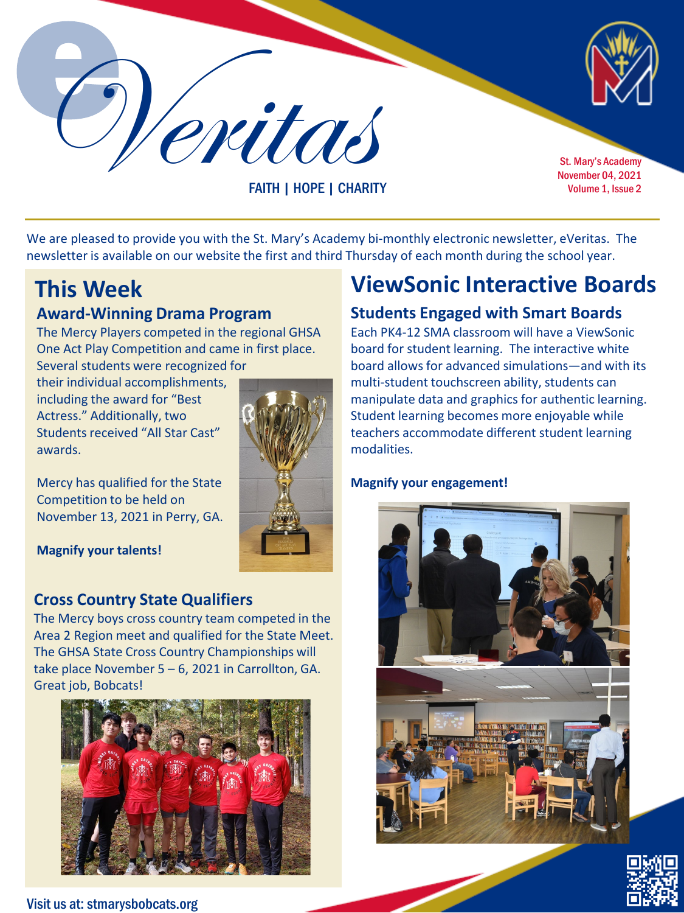# eVeritas

FAITH | HOPE | CHARITY

St. Mary's Academy
November 04, 2021
Volume 1, Issue 2

We are pleased to provide you with the St. Mary's Academy bi-monthly electronic newsletter, eVeritas. The newsletter is available on our website the first and third Thursday of each month during the school year.

## This Week

### Award-Winning Drama Program

The Mercy Players competed in the regional GHSA One Act Play Competition and came in first place. Several students were recognized for their individual accomplishments, including the award for "Best Actress." Additionally, two Students received "All Star Cast" awards.

Mercy has qualified for the State Competition to be held on November 13, 2021 in Perry, GA.

**Magnify your talents!**

### Cross Country State Qualifiers

The Mercy boys cross country team competed in the Area 2 Region meet and qualified for the State Meet. The GHSA State Cross Country Championships will take place November 5 – 6, 2021 in Carrollton, GA. Great job, Bobcats!

## ViewSonic Interactive Boards

### Students Engaged with Smart Boards

Each PK4-12 SMA classroom will have a ViewSonic board for student learning. The interactive white board allows for advanced simulations—and with its multi-student touchscreen ability, students can manipulate data and graphics for authentic learning. Student learning becomes more enjoyable while teachers accommodate different student learning modalities.

**Magnify your engagement!**

Visit us at: stmarysbobcats.org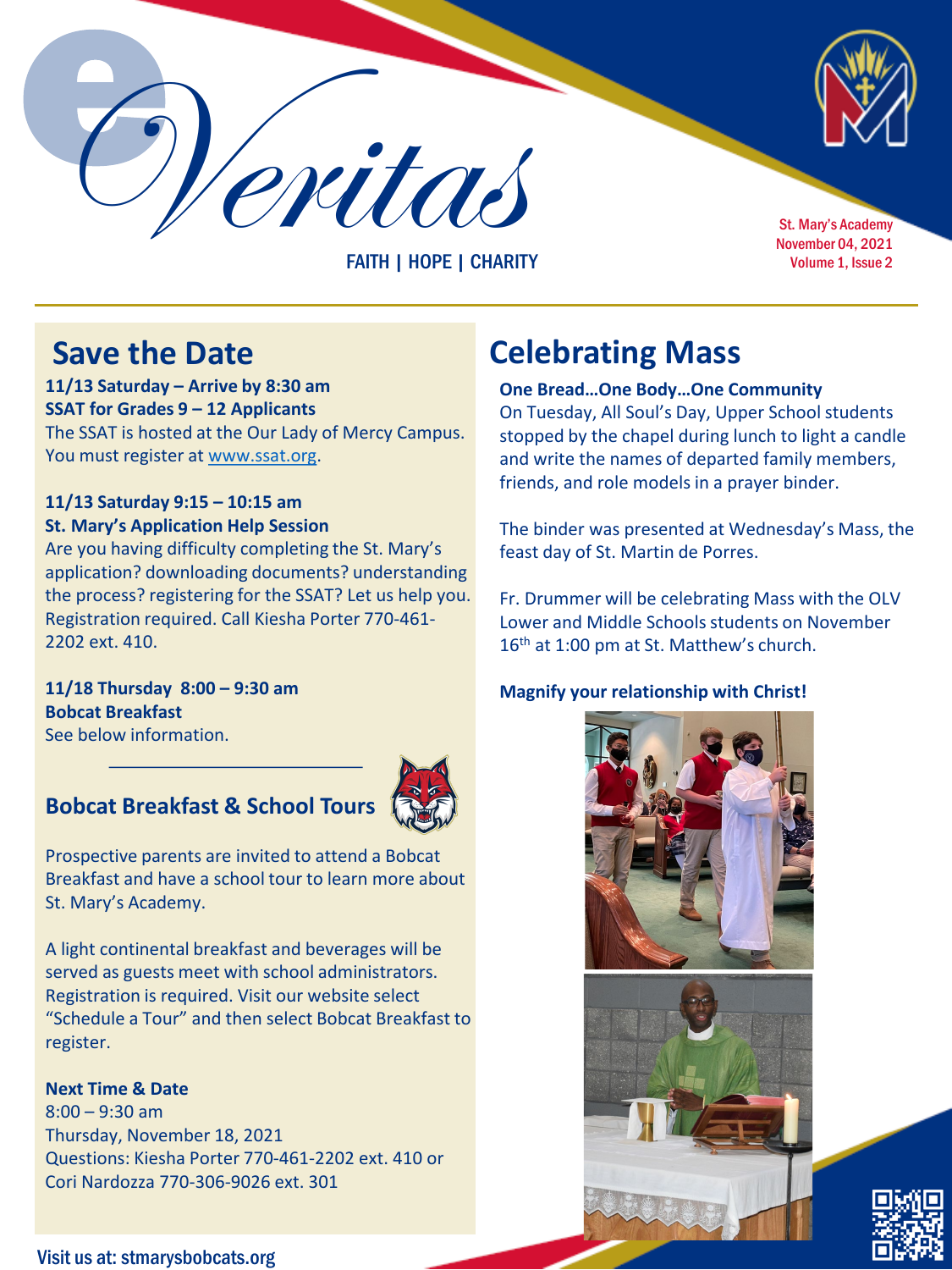# eVeritas

FAITH | HOPE | CHARITY

St. Mary's Academy
November 04, 2021
Volume 1, Issue 2

## Save the Date

**11/13 Saturday – Arrive by 8:30 am**
**SSAT for Grades 9 – 12 Applicants**
The SSAT is hosted at the Our Lady of Mercy Campus. You must register at www.ssat.org.

**11/13 Saturday 9:15 – 10:15 am**
**St. Mary's Application Help Session**
Are you having difficulty completing the St. Mary's application? downloading documents? understanding the process? registering for the SSAT? Let us help you. Registration required. Call Kiesha Porter 770-461-2202 ext. 410.

**11/18 Thursday 8:00 – 9:30 am**
**Bobcat Breakfast**
See below information.

### Bobcat Breakfast & School Tours

Prospective parents are invited to attend a Bobcat Breakfast and have a school tour to learn more about St. Mary's Academy.

A light continental breakfast and beverages will be served as guests meet with school administrators. Registration is required. Visit our website select "Schedule a Tour" and then select Bobcat Breakfast to register.

**Next Time & Date**
8:00 – 9:30 am
Thursday, November 18, 2021
Questions: Kiesha Porter 770-461-2202 ext. 410 or Cori Nardozza 770-306-9026 ext. 301

## Celebrating Mass

**One Bread…One Body…One Community**
On Tuesday, All Soul's Day, Upper School students stopped by the chapel during lunch to light a candle and write the names of departed family members, friends, and role models in a prayer binder.

The binder was presented at Wednesday's Mass, the feast day of St. Martin de Porres.

Fr. Drummer will be celebrating Mass with the OLV Lower and Middle Schools students on November 16th at 1:00 pm at St. Matthew's church.

**Magnify your relationship with Christ!**

Visit us at: stmarysbobcats.org